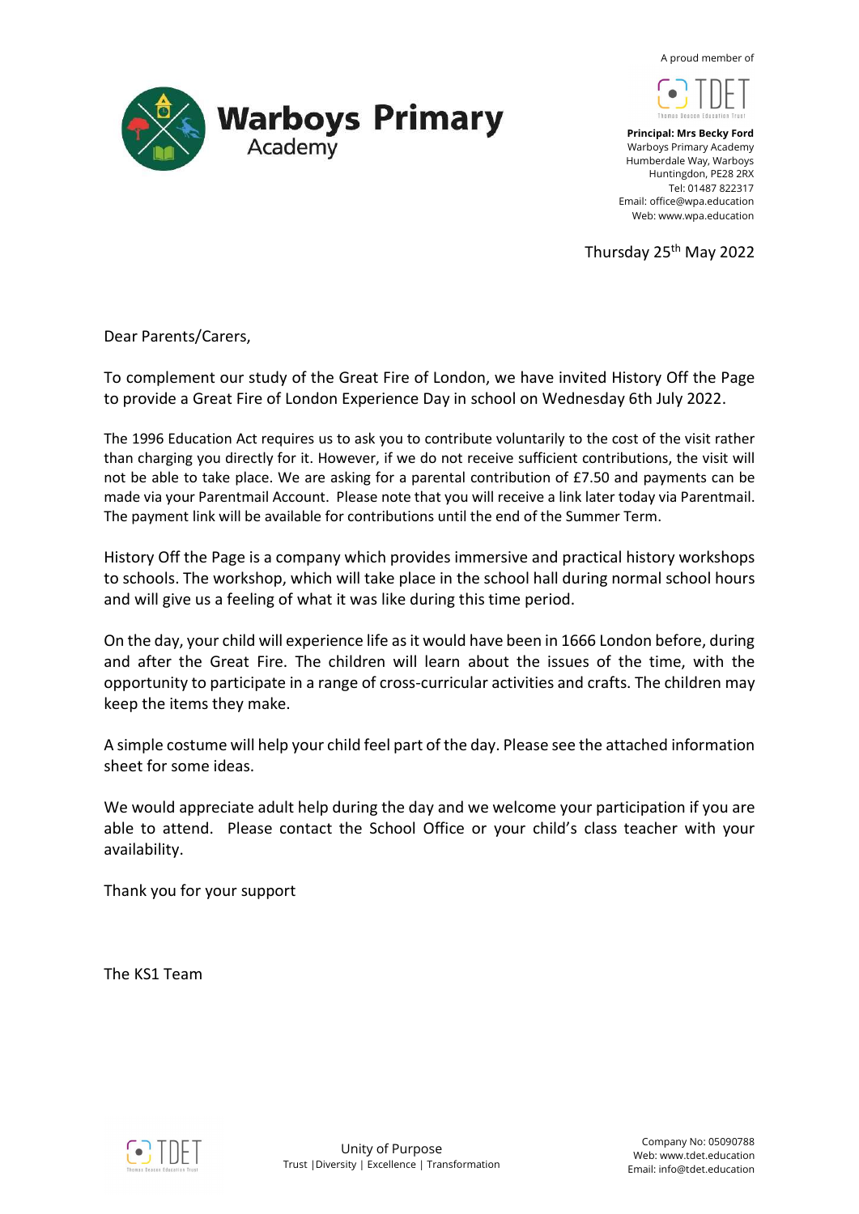# Warboys Primary Academy

A proud member of TDET

**Principal: Mrs Becky Ford**
Warboys Primary Academy
Humberdale Way, Warboys
Huntingdon, PE28 2RX
Tel: 01487 822317
Email: office@wpa.education
Web: www.wpa.education

Thursday 25th May 2022

Dear Parents/Carers,

To complement our study of the Great Fire of London, we have invited History Off the Page to provide a Great Fire of London Experience Day in school on Wednesday 6th July 2022.

The 1996 Education Act requires us to ask you to contribute voluntarily to the cost of the visit rather than charging you directly for it. However, if we do not receive sufficient contributions, the visit will not be able to take place. We are asking for a parental contribution of £7.50 and payments can be made via your Parentmail Account. Please note that you will receive a link later today via Parentmail. The payment link will be available for contributions until the end of the Summer Term.

History Off the Page is a company which provides immersive and practical history workshops to schools. The workshop, which will take place in the school hall during normal school hours and will give us a feeling of what it was like during this time period.

On the day, your child will experience life as it would have been in 1666 London before, during and after the Great Fire. The children will learn about the issues of the time, with the opportunity to participate in a range of cross-curricular activities and crafts. The children may keep the items they make.

A simple costume will help your child feel part of the day. Please see the attached information sheet for some ideas.

We would appreciate adult help during the day and we welcome your participation if you are able to attend. Please contact the School Office or your child's class teacher with your availability.

Thank you for your support

The KS1 Team

Unity of Purpose
Trust | Diversity | Excellence | Transformation

Company No: 05090788
Web: www.tdet.education
Email: info@tdet.education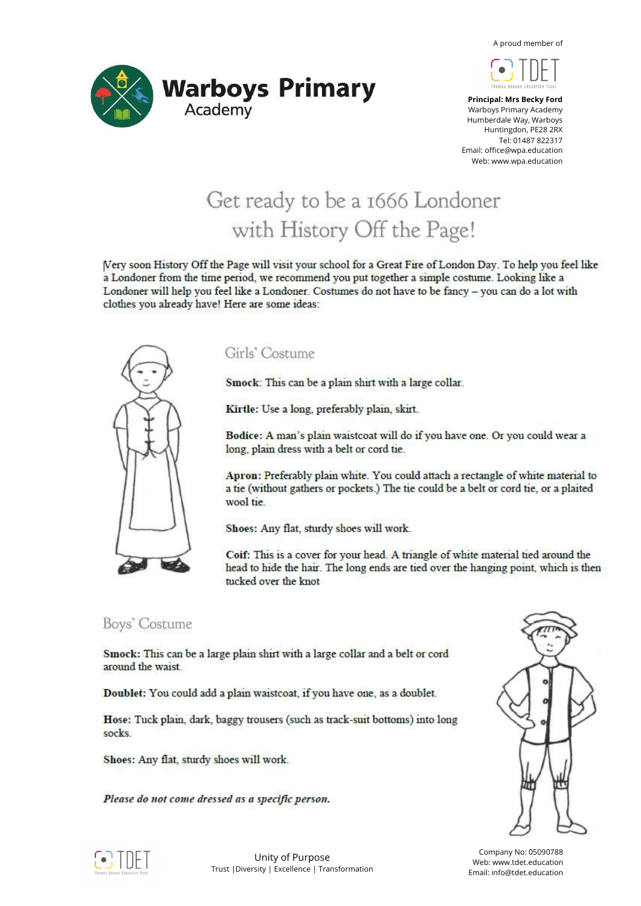# Warboys Primary Academy

A proud member of TDET

**Principal: Mrs Becky Ford**
Warboys Primary Academy
Humberdale Way, Warboys
Huntingdon, PE28 2RX
Tel: 01487 822317
Email: office@wpa.education
Web: www.wpa.education

## Get ready to be a 1666 Londoner with History Off the Page!

Very soon History Off the Page will visit your school for a Great Fire of London Day. To help you feel like a Londoner from the time period, we recommend you put together a simple costume. Looking like a Londoner will help you feel like a Londoner. Costumes do not have to be fancy – you can do a lot with clothes you already have! Here are some ideas:

### Girls' Costume

**Smock:** This can be a plain shirt with a large collar.

**Kirtle:** Use a long, preferably plain, skirt.

**Bodice:** A man's plain waistcoat will do if you have one. Or you could wear a long, plain dress with a belt or cord tie.

**Apron:** Preferably plain white. You could attach a rectangle of white material to a tie (without gathers or pockets.) The tie could be a belt or cord tie, or a plaited wool tie.

**Shoes:** Any flat, sturdy shoes will work.

**Coif:** This is a cover for your head. A triangle of white material tied around the head to hide the hair. The long ends are tied over the hanging point, which is then tucked over the knot

### Boys' Costume

**Smock:** This can be a large plain shirt with a large collar and a belt or cord around the waist.

**Doublet:** You could add a plain waistcoat, if you have one, as a doublet.

**Hose:** Tuck plain, dark, baggy trousers (such as track-suit bottoms) into long socks.

**Shoes:** Any flat, sturdy shoes will work.

***Please do not come dressed as a specific person.***

Unity of Purpose
Trust | Diversity | Excellence | Transformation

Company No: 05090788
Web: www.tdet.education
Email: info@tdet.education